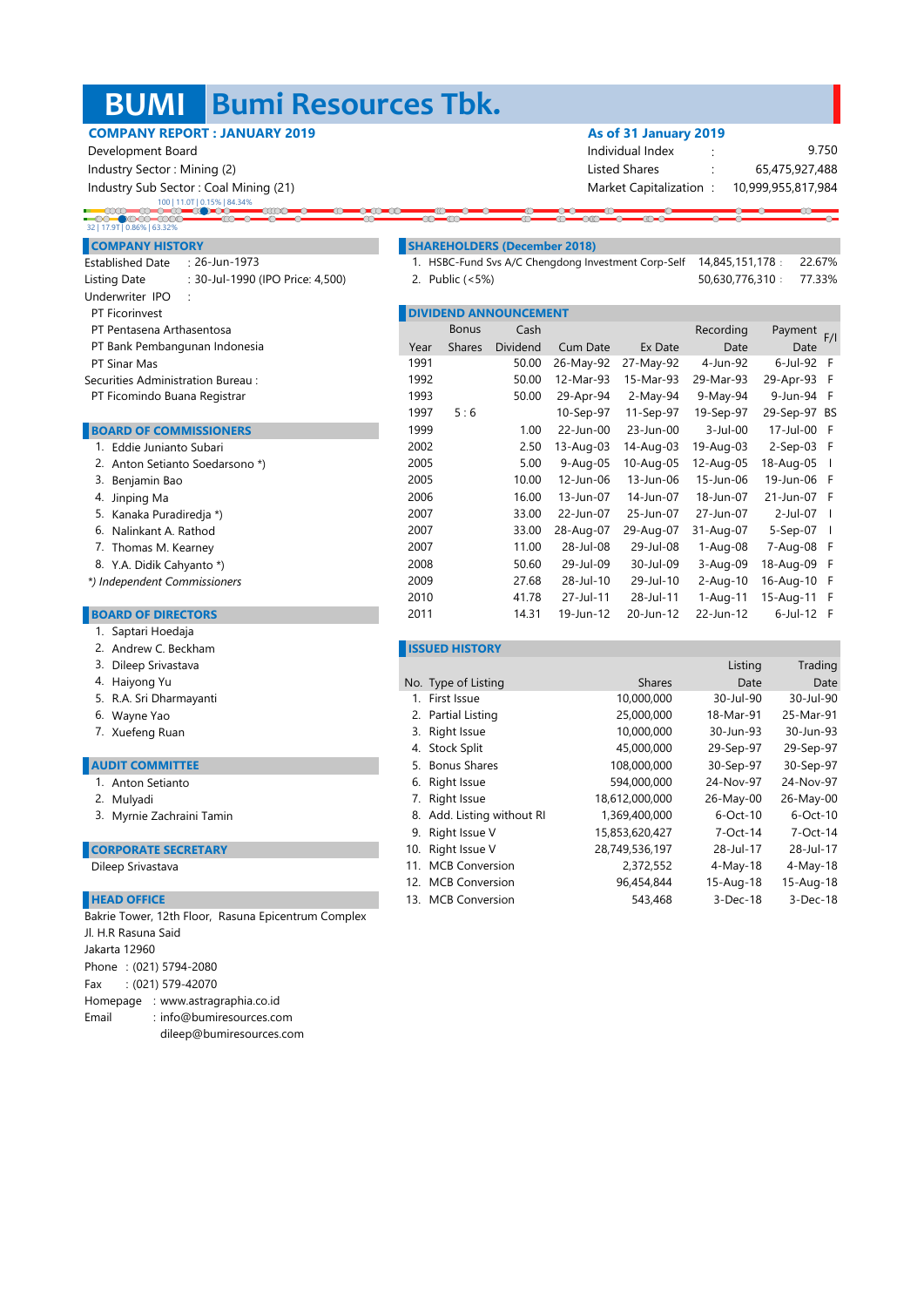# BUMI Bumi Resources Tbk.

**COMPANY REPORT : JANUARY 2019**

Development Board
Industry Sector : Mining (2)
Industry Sub Sector : Coal Mining (21)

**As of 31 January 2019**

| | | |
|---|---|---|
| Individual Index | : | 9.750 |
| Listed Shares | : | 65,475,927,488 |
| Market Capitalization | : | 10,999,955,817,984 |

100 | 11.0T | 0.15% | 84.34%
32 | 17.9T | 0.86% | 63.32%

## COMPANY HISTORY

Established Date : 26-Jun-1973
Listing Date : 30-Jul-1990 (IPO Price: 4,500)
Underwriter IPO :
PT Ficorinvest
PT Pentasena Arthasentosa
PT Bank Pembangunan Indonesia
PT Sinar Mas
Securities Administration Bureau :
PT Ficomindo Buana Registrar

## BOARD OF COMMISSIONERS

1. Eddie Junianto Subari
2. Anton Setianto Soedarsono *)
3. Benjamin Bao
4. Jinping Ma
5. Kanaka Puradiredja *)
6. Nalinkant A. Rathod
7. Thomas M. Kearney
8. Y.A. Didik Cahyanto *)

*) Independent Commissioners*

## BOARD OF DIRECTORS

1. Saptari Hoedaja
2. Andrew C. Beckham
3. Dileep Srivastava
4. Haiyong Yu
5. R.A. Sri Dharmayanti
6. Wayne Yao
7. Xuefeng Ruan

## AUDIT COMMITTEE

1. Anton Setianto
2. Mulyadi
3. Myrnie Zachraini Tamin

## CORPORATE SECRETARY

Dileep Srivastava

## HEAD OFFICE

Bakrie Tower, 12th Floor, Rasuna Epicentrum Complex
Jl. H.R Rasuna Said
Jakarta 12960
Phone : (021) 5794-2080
Fax : (021) 579-42070
Homepage : www.astragraphia.co.id
Email : info@bumiresources.com
dileep@bumiresources.com

## SHAREHOLDERS (December 2018)

| | | | |
|---|---|---|---|
| 1. | HSBC-Fund Svs A/C Chengdong Investment Corp-Self | 14,845,151,178 : | 22.67% |
| 2. | Public (<5%) | 50,630,776,310 : | 77.33% |

## DIVIDEND ANNOUNCEMENT

| Year | Bonus Shares | Cash Dividend | Cum Date | Ex Date | Recording Date | Payment Date | F/I |
|---|---|---|---|---|---|---|---|
| 1991 | | 50.00 | 26-May-92 | 27-May-92 | 4-Jun-92 | 6-Jul-92 | F |
| 1992 | | 50.00 | 12-Mar-93 | 15-Mar-93 | 29-Mar-93 | 29-Apr-93 | F |
| 1993 | | 50.00 | 29-Apr-94 | 2-May-94 | 9-May-94 | 9-Jun-94 | F |
| 1997 | 5 : 6 | | 10-Sep-97 | 11-Sep-97 | 19-Sep-97 | 29-Sep-97 | BS |
| 1999 | | 1.00 | 22-Jun-00 | 23-Jun-00 | 3-Jul-00 | 17-Jul-00 | F |
| 2002 | | 2.50 | 13-Aug-03 | 14-Aug-03 | 19-Aug-03 | 2-Sep-03 | F |
| 2005 | | 5.00 | 9-Aug-05 | 10-Aug-05 | 12-Aug-05 | 18-Aug-05 | I |
| 2005 | | 10.00 | 12-Jun-06 | 13-Jun-06 | 15-Jun-06 | 19-Jun-06 | F |
| 2006 | | 16.00 | 13-Jun-07 | 14-Jun-07 | 18-Jun-07 | 21-Jun-07 | F |
| 2007 | | 33.00 | 22-Jun-07 | 25-Jun-07 | 27-Jun-07 | 2-Jul-07 | I |
| 2007 | | 33.00 | 28-Aug-07 | 29-Aug-07 | 31-Aug-07 | 5-Sep-07 | I |
| 2007 | | 11.00 | 28-Jul-08 | 29-Jul-08 | 1-Aug-08 | 7-Aug-08 | F |
| 2008 | | 50.60 | 29-Jul-09 | 30-Jul-09 | 3-Aug-09 | 18-Aug-09 | F |
| 2009 | | 27.68 | 28-Jul-10 | 29-Jul-10 | 2-Aug-10 | 16-Aug-10 | F |
| 2010 | | 41.78 | 27-Jul-11 | 28-Jul-11 | 1-Aug-11 | 15-Aug-11 | F |
| 2011 | | 14.31 | 19-Jun-12 | 20-Jun-12 | 22-Jun-12 | 6-Jul-12 | F |

## ISSUED HISTORY

| No. | Type of Listing | Shares | Listing Date | Trading Date |
|---|---|---|---|---|
| 1. | First Issue | 10,000,000 | 30-Jul-90 | 30-Jul-90 |
| 2. | Partial Listing | 25,000,000 | 18-Mar-91 | 25-Mar-91 |
| 3. | Right Issue | 10,000,000 | 30-Jun-93 | 30-Jun-93 |
| 4. | Stock Split | 45,000,000 | 29-Sep-97 | 29-Sep-97 |
| 5. | Bonus Shares | 108,000,000 | 30-Sep-97 | 30-Sep-97 |
| 6. | Right Issue | 594,000,000 | 24-Nov-97 | 24-Nov-97 |
| 7. | Right Issue | 18,612,000,000 | 26-May-00 | 26-May-00 |
| 8. | Add. Listing without RI | 1,369,400,000 | 6-Oct-10 | 6-Oct-10 |
| 9. | Right Issue V | 15,853,620,427 | 7-Oct-14 | 7-Oct-14 |
| 10. | Right Issue V | 28,749,536,197 | 28-Jul-17 | 28-Jul-17 |
| 11. | MCB Conversion | 2,372,552 | 4-May-18 | 4-May-18 |
| 12. | MCB Conversion | 96,454,844 | 15-Aug-18 | 15-Aug-18 |
| 13. | MCB Conversion | 543,468 | 3-Dec-18 | 3-Dec-18 |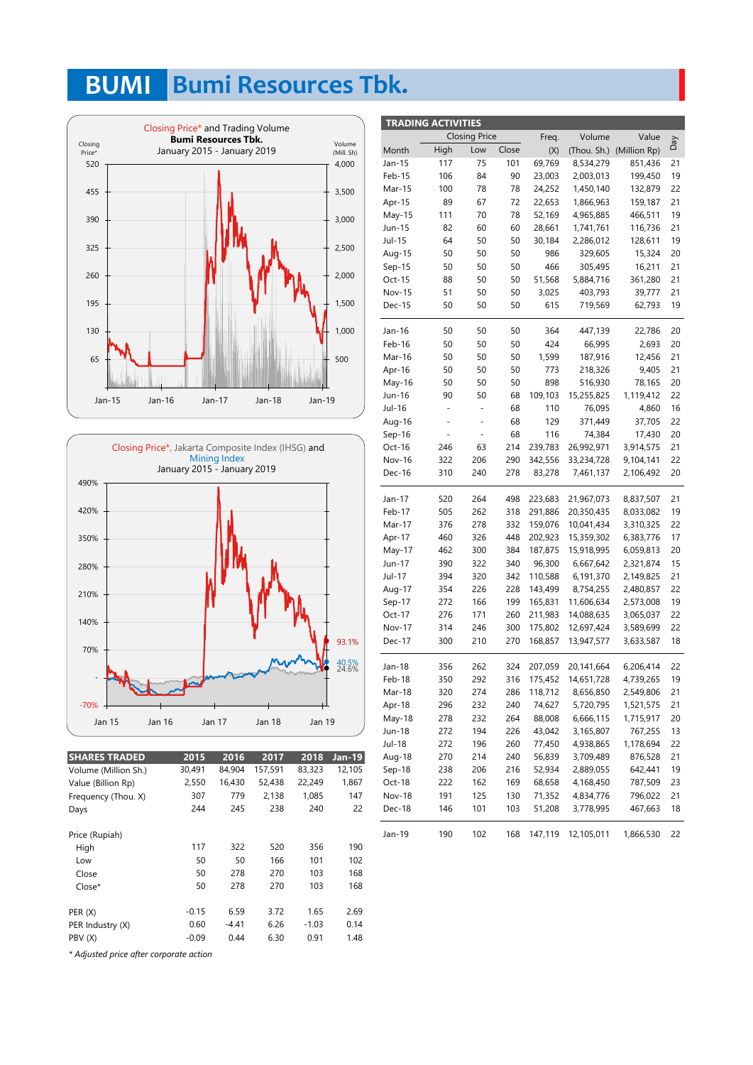# BUMI Bumi Resources Tbk.

Closing Price* and Trading Volume
**Bumi Resources Tbk.**
January 2015 - January 2019

Closing Price*, Jakarta Composite Index (IHSG) and Mining Index
January 2015 - January 2019

| SHARES TRADED | 2015 | 2016 | 2017 | 2018 | Jan-19 |
|---|---|---|---|---|---|
| Volume (Million Sh.) | 30,491 | 84,904 | 157,591 | 83,323 | 12,105 |
| Value (Billion Rp) | 2,550 | 16,430 | 52,438 | 22,249 | 1,867 |
| Frequency (Thou. X) | 307 | 779 | 2,138 | 1,085 | 147 |
| Days | 244 | 245 | 238 | 240 | 22 |
| | | | | | |
| Price (Rupiah) | | | | | |
| High | 117 | 322 | 520 | 356 | 190 |
| Low | 50 | 50 | 166 | 101 | 102 |
| Close | 50 | 278 | 270 | 103 | 168 |
| Close* | 50 | 278 | 270 | 103 | 168 |
| | | | | | |
| PER (X) | -0.15 | 6.59 | 3.72 | 1.65 | 2.69 |
| PER Industry (X) | 0.60 | -4.41 | 6.26 | -1.03 | 0.14 |
| PBV (X) | -0.09 | 0.44 | 6.30 | 0.91 | 1.48 |

*\* Adjusted price after corporate action*

## TRADING ACTIVITIES

| Month | Closing Price High | Low | Close | Freq. (X) | Volume (Thou. Sh.) | Value (Million Rp) | Day |
|---|---|---|---|---|---|---|---|
| Jan-15 | 117 | 75 | 101 | 69,769 | 8,534,279 | 851,436 | 21 |
| Feb-15 | 106 | 84 | 90 | 23,003 | 2,003,013 | 199,450 | 19 |
| Mar-15 | 100 | 78 | 78 | 24,252 | 1,450,140 | 132,879 | 22 |
| Apr-15 | 89 | 67 | 72 | 22,653 | 1,866,963 | 159,187 | 21 |
| May-15 | 111 | 70 | 78 | 52,169 | 4,965,885 | 466,511 | 19 |
| Jun-15 | 82 | 60 | 60 | 28,661 | 1,741,761 | 116,736 | 21 |
| Jul-15 | 64 | 50 | 50 | 30,184 | 2,286,012 | 128,611 | 19 |
| Aug-15 | 50 | 50 | 50 | 986 | 329,605 | 15,324 | 20 |
| Sep-15 | 50 | 50 | 50 | 466 | 305,495 | 16,211 | 21 |
| Oct-15 | 88 | 50 | 50 | 51,568 | 5,884,716 | 361,280 | 21 |
| Nov-15 | 51 | 50 | 50 | 3,025 | 403,793 | 39,777 | 21 |
| Dec-15 | 50 | 50 | 50 | 615 | 719,569 | 62,793 | 19 |
| Jan-16 | 50 | 50 | 50 | 364 | 447,139 | 22,786 | 20 |
| Feb-16 | 50 | 50 | 50 | 424 | 66,995 | 2,693 | 20 |
| Mar-16 | 50 | 50 | 50 | 1,599 | 187,916 | 12,456 | 21 |
| Apr-16 | 50 | 50 | 50 | 773 | 218,326 | 9,405 | 21 |
| May-16 | 50 | 50 | 50 | 898 | 516,930 | 78,165 | 20 |
| Jun-16 | 90 | 50 | 68 | 109,103 | 15,255,825 | 1,119,412 | 22 |
| Jul-16 | - | - | 68 | 110 | 76,095 | 4,860 | 16 |
| Aug-16 | - | - | 68 | 129 | 371,449 | 37,705 | 22 |
| Sep-16 | - | - | 68 | 116 | 74,384 | 17,430 | 20 |
| Oct-16 | 246 | 63 | 214 | 239,783 | 26,992,971 | 3,914,575 | 21 |
| Nov-16 | 322 | 206 | 290 | 342,556 | 33,234,728 | 9,104,141 | 22 |
| Dec-16 | 310 | 240 | 278 | 83,278 | 7,461,137 | 2,106,492 | 20 |
| Jan-17 | 520 | 264 | 498 | 223,683 | 21,967,073 | 8,837,507 | 21 |
| Feb-17 | 505 | 262 | 318 | 291,886 | 20,350,435 | 8,033,082 | 19 |
| Mar-17 | 376 | 278 | 332 | 159,076 | 10,041,434 | 3,310,325 | 22 |
| Apr-17 | 460 | 326 | 448 | 202,923 | 15,359,302 | 6,383,776 | 17 |
| May-17 | 462 | 300 | 384 | 187,875 | 15,918,995 | 6,059,813 | 20 |
| Jun-17 | 390 | 322 | 340 | 96,300 | 6,667,642 | 2,321,874 | 15 |
| Jul-17 | 394 | 320 | 342 | 110,588 | 6,191,370 | 2,149,825 | 21 |
| Aug-17 | 354 | 226 | 228 | 143,499 | 8,754,255 | 2,480,857 | 22 |
| Sep-17 | 272 | 166 | 199 | 165,831 | 11,606,634 | 2,573,008 | 19 |
| Oct-17 | 276 | 171 | 260 | 211,983 | 14,088,635 | 3,065,037 | 22 |
| Nov-17 | 314 | 246 | 300 | 175,802 | 12,697,424 | 3,589,699 | 22 |
| Dec-17 | 300 | 210 | 270 | 168,857 | 13,947,577 | 3,633,587 | 18 |
| Jan-18 | 356 | 262 | 324 | 207,059 | 20,141,664 | 6,206,414 | 22 |
| Feb-18 | 350 | 292 | 316 | 175,452 | 14,651,728 | 4,739,265 | 19 |
| Mar-18 | 320 | 274 | 286 | 118,712 | 8,656,850 | 2,549,806 | 21 |
| Apr-18 | 296 | 232 | 240 | 74,627 | 5,720,795 | 1,521,575 | 21 |
| May-18 | 278 | 232 | 264 | 88,008 | 6,666,115 | 1,715,917 | 20 |
| Jun-18 | 272 | 194 | 226 | 43,042 | 3,165,807 | 767,255 | 13 |
| Jul-18 | 272 | 196 | 260 | 77,450 | 4,938,865 | 1,178,694 | 22 |
| Aug-18 | 270 | 214 | 240 | 56,839 | 3,709,489 | 876,528 | 21 |
| Sep-18 | 238 | 206 | 216 | 52,934 | 2,889,055 | 642,441 | 19 |
| Oct-18 | 222 | 162 | 169 | 68,658 | 4,168,450 | 787,509 | 23 |
| Nov-18 | 191 | 125 | 130 | 71,352 | 4,834,776 | 796,022 | 21 |
| Dec-18 | 146 | 101 | 103 | 51,208 | 3,778,995 | 467,663 | 18 |
| Jan-19 | 190 | 102 | 168 | 147,119 | 12,105,011 | 1,866,530 | 22 |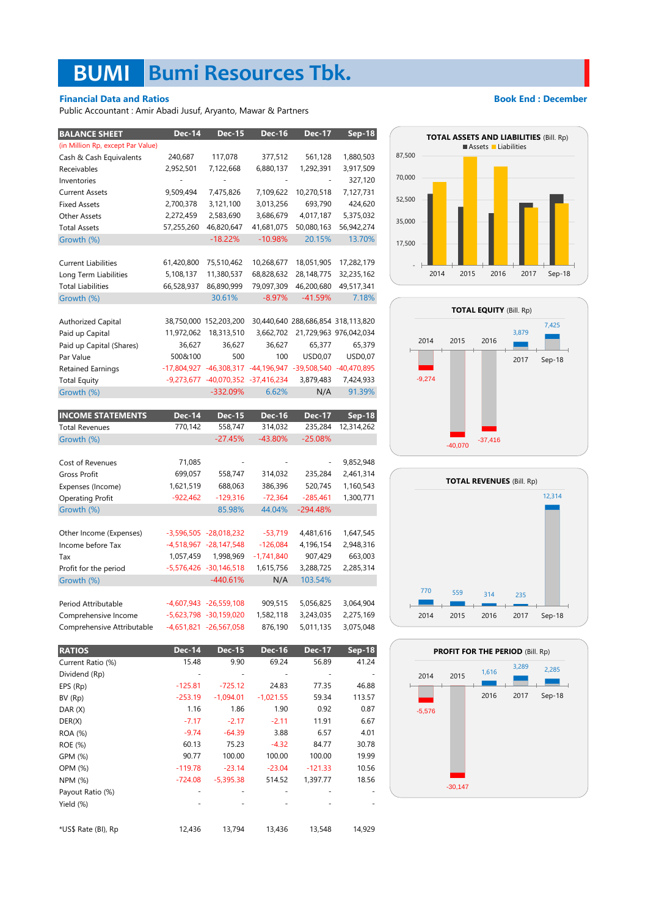# BUMI Bumi Resources Tbk.

**Financial Data and Ratios**

Public Accountant : Amir Abadi Jusuf, Aryanto, Mawar & Partners

**Book End : December**

| BALANCE SHEET | Dec-14 | Dec-15 | Dec-16 | Dec-17 | Sep-18 |
|---|---|---|---|---|---|
| (in Million Rp, except Par Value) | | | | | |
| Cash & Cash Equivalents | 240,687 | 117,078 | 377,512 | 561,128 | 1,880,503 |
| Receivables | 2,952,501 | 7,122,668 | 6,880,137 | 1,292,391 | 3,917,509 |
| Inventories | - | - | - | - | 327,120 |
| Current Assets | 9,509,494 | 7,475,826 | 7,109,622 | 10,270,518 | 7,127,731 |
| Fixed Assets | 2,700,378 | 3,121,100 | 3,013,256 | 693,790 | 424,620 |
| Other Assets | 2,272,459 | 2,583,690 | 3,686,679 | 4,017,187 | 5,375,032 |
| Total Assets | 57,255,260 | 46,820,647 | 41,681,075 | 50,080,163 | 56,942,274 |
| Growth (%) | | -18.22% | -10.98% | 20.15% | 13.70% |
| | | | | | |
| Current Liabilities | 61,420,800 | 75,510,462 | 10,268,677 | 18,051,905 | 17,282,179 |
| Long Term Liabilities | 5,108,137 | 11,380,537 | 68,828,632 | 28,148,775 | 32,235,162 |
| Total Liabilities | 66,528,937 | 86,890,999 | 79,097,309 | 46,200,680 | 49,517,341 |
| Growth (%) | | 30.61% | -8.97% | -41.59% | 7.18% |
| | | | | | |
| Authorized Capital | 38,750,000 | 152,203,200 | 30,440,640 | 288,686,854 | 318,113,820 |
| Paid up Capital | 11,972,062 | 18,313,510 | 3,662,702 | 21,729,963 | 976,042,034 |
| Paid up Capital (Shares) | 36,627 | 36,627 | 36,627 | 65,377 | 65,379 |
| Par Value | 500&100 | 500 | 100 | USD0,07 | USD0,07 |
| Retained Earnings | -17,804,927 | -46,308,317 | -44,196,947 | -39,508,540 | -40,470,895 |
| Total Equity | -9,273,677 | -40,070,352 | -37,416,234 | 3,879,483 | 7,424,933 |
| Growth (%) | | -332.09% | 6.62% | N/A | 91.39% |

| INCOME STATEMENTS | Dec-14 | Dec-15 | Dec-16 | Dec-17 | Sep-18 |
|---|---|---|---|---|---|
| Total Revenues | 770,142 | 558,747 | 314,032 | 235,284 | 12,314,262 |
| Growth (%) | | -27.45% | -43.80% | -25.08% | |
| | | | | | |
| Cost of Revenues | 71,085 | - | - | - | 9,852,948 |
| Gross Profit | 699,057 | 558,747 | 314,032 | 235,284 | 2,461,314 |
| Expenses (Income) | 1,621,519 | 688,063 | 386,396 | 520,745 | 1,160,543 |
| Operating Profit | -922,462 | -129,316 | -72,364 | -285,461 | 1,300,771 |
| Growth (%) | | 85.98% | 44.04% | -294.48% | |
| | | | | | |
| Other Income (Expenses) | -3,596,505 | -28,018,232 | -53,719 | 4,481,616 | 1,647,545 |
| Income before Tax | -4,518,967 | -28,147,548 | -126,084 | 4,196,154 | 2,948,316 |
| Tax | 1,057,459 | 1,998,969 | -1,741,840 | 907,429 | 663,003 |
| Profit for the period | -5,576,426 | -30,146,518 | 1,615,756 | 3,288,725 | 2,285,314 |
| Growth (%) | | -440.61% | N/A | 103.54% | |
| | | | | | |
| Period Attributable | -4,607,943 | -26,559,108 | 909,515 | 5,056,825 | 3,064,904 |
| Comprehensive Income | -5,623,798 | -30,159,020 | 1,582,118 | 3,243,035 | 2,275,169 |
| Comprehensive Attributable | -4,651,821 | -26,567,058 | 876,190 | 5,011,135 | 3,075,048 |

| RATIOS | Dec-14 | Dec-15 | Dec-16 | Dec-17 | Sep-18 |
|---|---|---|---|---|---|
| Current Ratio (%) | 15.48 | 9.90 | 69.24 | 56.89 | 41.24 |
| Dividend (Rp) | - | - | - | - | - |
| EPS (Rp) | -125.81 | -725.12 | 24.83 | 77.35 | 46.88 |
| BV (Rp) | -253.19 | -1,094.01 | -1,021.55 | 59.34 | 113.57 |
| DAR (X) | 1.16 | 1.86 | 1.90 | 0.92 | 0.87 |
| DER(X) | -7.17 | -2.17 | -2.11 | 11.91 | 6.67 |
| ROA (%) | -9.74 | -64.39 | 3.88 | 6.57 | 4.01 |
| ROE (%) | 60.13 | 75.23 | -4.32 | 84.77 | 30.78 |
| GPM (%) | 90.77 | 100.00 | 100.00 | 100.00 | 19.99 |
| OPM (%) | -119.78 | -23.14 | -23.04 | -121.33 | 10.56 |
| NPM (%) | -724.08 | -5,395.38 | 514.52 | 1,397.77 | 18.56 |
| Payout Ratio (%) | - | - | - | - | - |
| Yield (%) | - | - | - | - | - |
| | | | | | |
| *US$ Rate (BI), Rp | 12,436 | 13,794 | 13,436 | 13,548 | 14,929 |

**TOTAL ASSETS AND LIABILITIES** (Bill. Rp)

Assets Liabilities

87,500
70,000
52,500
35,000
17,500
-

2014 2015 2016 2017 Sep-18

**TOTAL EQUITY** (Bill. Rp)

-9,274 -40,070 -37,416 3,879 7,425

2014 2015 2016 2017 Sep-18

**TOTAL REVENUES** (Bill. Rp)

770 559 314 235 12,314

2014 2015 2016 2017 Sep-18

**PROFIT FOR THE PERIOD** (Bill. Rp)

-5,576 -30,147 1,616 3,289 2,285

2014 2015 2016 2017 Sep-18